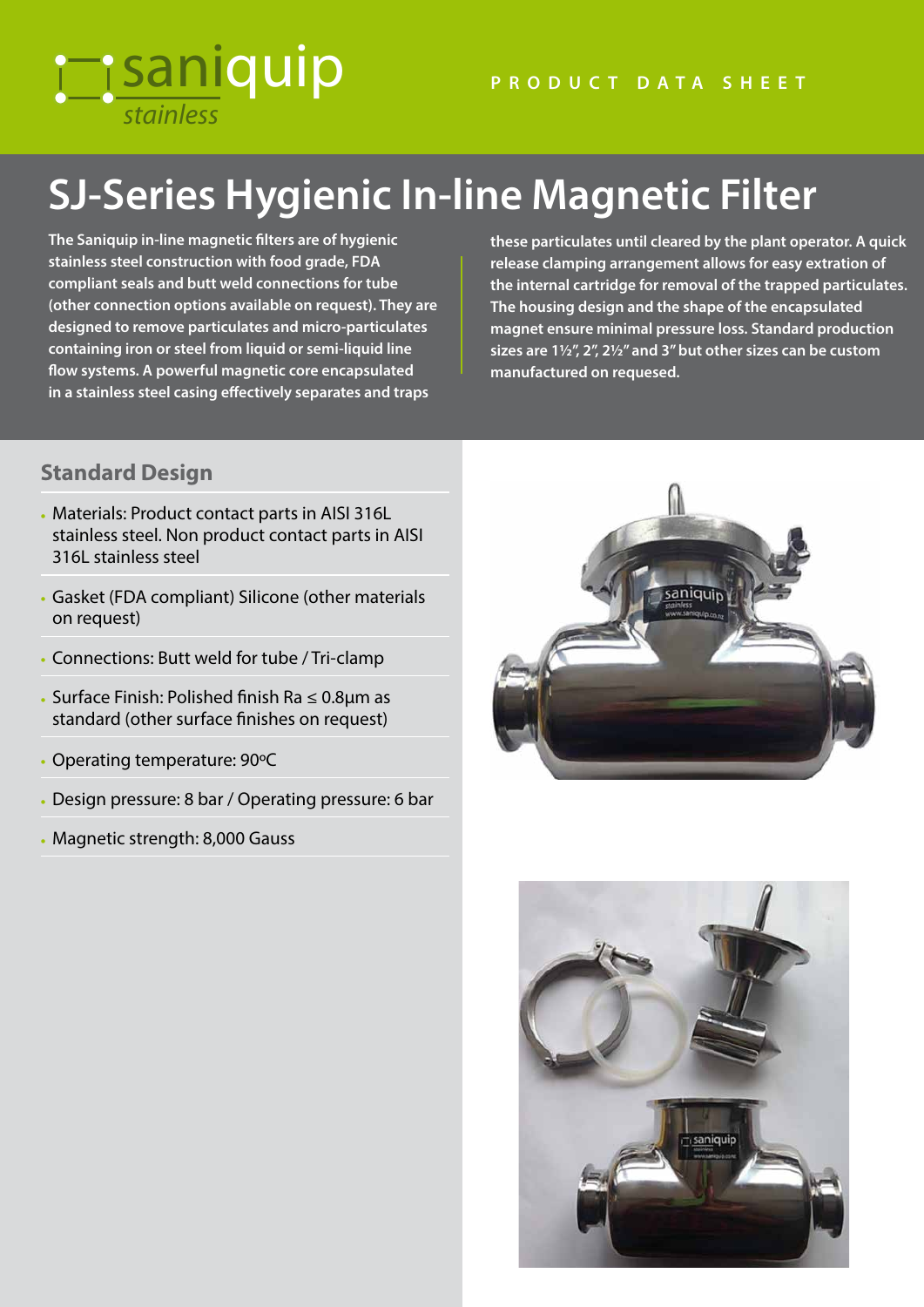saniquip
*stainless*

PRODUCT DATA SHEET

# SJ-Series Hygienic In-line Magnetic Filter

**The Saniquip in-line magnetic filters are of hygienic stainless steel construction with food grade, FDA compliant seals and butt weld connections for tube (other connection options available on request). They are designed to remove particulates and micro-particulates containing iron or steel from liquid or semi-liquid line flow systems. A powerful magnetic core encapsulated in a stainless steel casing effectively separates and traps these particulates until cleared by the plant operator. A quick release clamping arrangement allows for easy extration of the internal cartridge for removal of the trapped particulates. The housing design and the shape of the encapsulated magnet ensure minimal pressure loss. Standard production sizes are 1½", 2", 2½" and 3" but other sizes can be custom manufactured on requesed.**

## Standard Design

- Materials: Product contact parts in AISI 316L stainless steel. Non product contact parts in AISI 316L stainless steel
- Gasket (FDA compliant) Silicone (other materials on request)
- Connections: Butt weld for tube / Tri-clamp
- Surface Finish: Polished finish Ra ≤ 0.8µm as standard (other surface finishes on request)
- Operating temperature: 90ºC
- Design pressure: 8 bar / Operating pressure: 6 bar
- Magnetic strength: 8,000 Gauss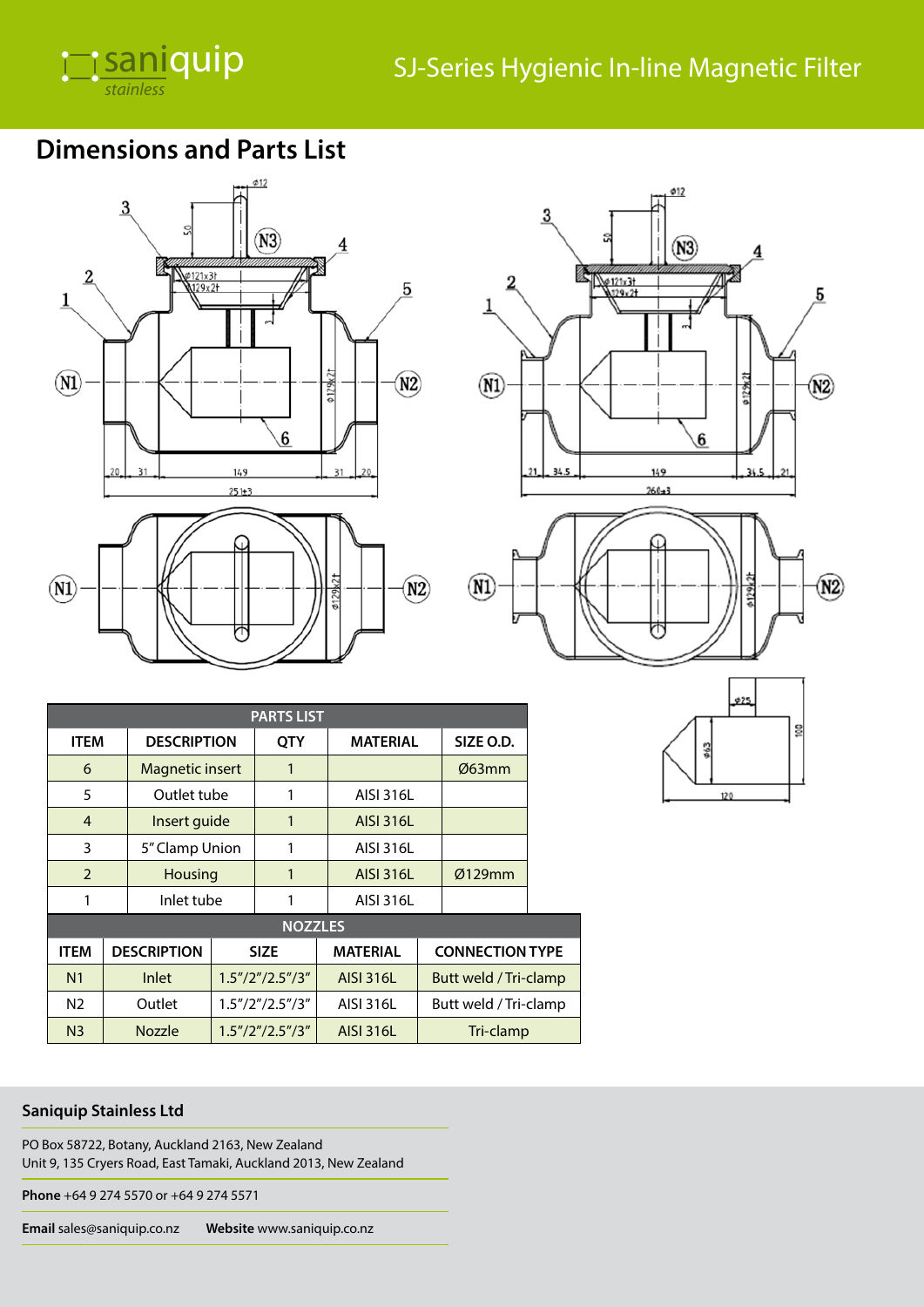# Dimensions and Parts List

| PARTS LIST | | | | |
|---|---|---|---|---|
| ITEM | DESCRIPTION | QTY | MATERIAL | SIZE O.D. |
| 6 | Magnetic insert | 1 | | Ø63mm |
| 5 | Outlet tube | 1 | AISI 316L | |
| 4 | Insert guide | 1 | AISI 316L | |
| 3 | 5" Clamp Union | 1 | AISI 316L | |
| 2 | Housing | 1 | AISI 316L | Ø129mm |
| 1 | Inlet tube | 1 | AISI 316L | |

| NOZZLES | | | | |
|---|---|---|---|---|
| ITEM | DESCRIPTION | SIZE | MATERIAL | CONNECTION TYPE |
| N1 | Inlet | 1.5"/2"/2.5"/3" | AISI 316L | Butt weld / Tri-clamp |
| N2 | Outlet | 1.5"/2"/2.5"/3" | AISI 316L | Butt weld / Tri-clamp |
| N3 | Nozzle | 1.5"/2"/2.5"/3" | AISI 316L | Tri-clamp |

**Saniquip Stainless Ltd**

PO Box 58722, Botany, Auckland 2163, New Zealand
Unit 9, 135 Cryers Road, East Tamaki, Auckland 2013, New Zealand

**Phone** +64 9 274 5570 or +64 9 274 5571

**Email** sales@saniquip.co.nz **Website** www.saniquip.co.nz